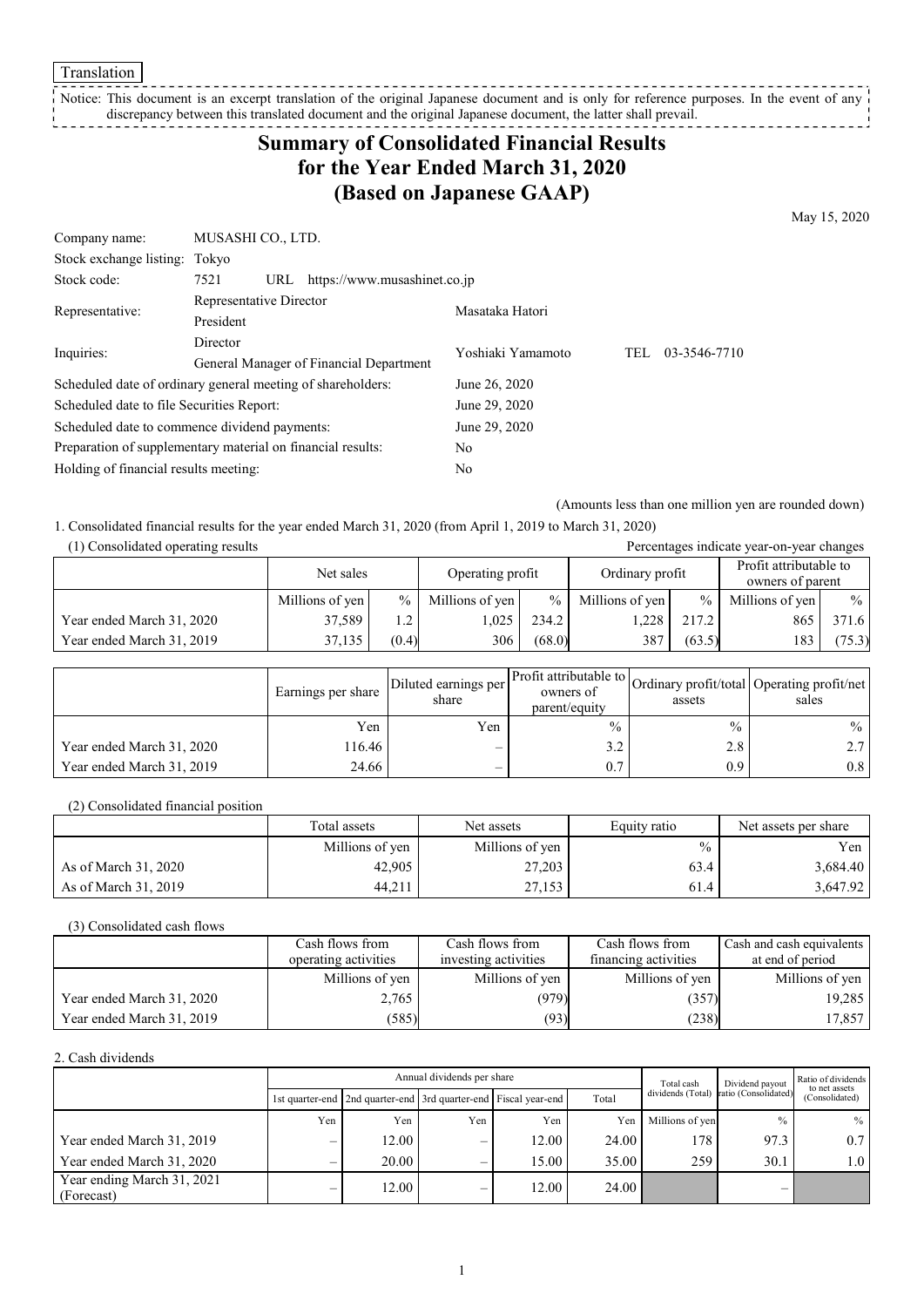Translation

Notice: This document is an excerpt translation of the original Japanese document and is only for reference purposes. In the event of any discrepancy between this translated document and the original Japanese document, the latter shall prevail.

# Summary of Consolidated Financial Results for the Year Ended March 31, 2020 (Based on Japanese GAAP)

May 15, 2020

| | | |
|---|---|---|
| Company name: | MUSASHI CO., LTD. | |
| Stock exchange listing: | Tokyo | |
| Stock code: | 7521 URL https://www.musashinet.co.jp | |
| Representative: | Representative Director President | Masataka Hatori |
| Inquiries: | Director General Manager of Financial Department | Yoshiaki Yamamoto TEL 03-3546-7710 |
| Scheduled date of ordinary general meeting of shareholders: | | June 26, 2020 |
| Scheduled date to file Securities Report: | | June 29, 2020 |
| Scheduled date to commence dividend payments: | | June 29, 2020 |
| Preparation of supplementary material on financial results: | | No |
| Holding of financial results meeting: | | No |

(Amounts less than one million yen are rounded down)

1. Consolidated financial results for the year ended March 31, 2020 (from April 1, 2019 to March 31, 2020)

(1) Consolidated operating results

Percentages indicate year-on-year changes

| | Net sales | | Operating profit | | Ordinary profit | | Profit attributable to owners of parent | |
|---|---|---|---|---|---|---|---|---|
| | Millions of yen | % | Millions of yen | % | Millions of yen | % | Millions of yen | % |
| Year ended March 31, 2020 | 37,589 | 1.2 | 1,025 | 234.2 | 1,228 | 217.2 | 865 | 371.6 |
| Year ended March 31, 2019 | 37,135 | (0.4) | 306 | (68.0) | 387 | (63.5) | 183 | (75.3) |

| | Earnings per share | Diluted earnings per share | Profit attributable to owners of parent/equity | Ordinary profit/total assets | Operating profit/net sales |
|---|---|---|---|---|---|
| | Yen | Yen | % | % | % |
| Year ended March 31, 2020 | 116.46 | – | 3.2 | 2.8 | 2.7 |
| Year ended March 31, 2019 | 24.66 | – | 0.7 | 0.9 | 0.8 |

(2) Consolidated financial position

| | Total assets | Net assets | Equity ratio | Net assets per share |
|---|---|---|---|---|
| | Millions of yen | Millions of yen | % | Yen |
| As of March 31, 2020 | 42,905 | 27,203 | 63.4 | 3,684.40 |
| As of March 31, 2019 | 44,211 | 27,153 | 61.4 | 3,647.92 |

(3) Consolidated cash flows

| | Cash flows from operating activities | Cash flows from investing activities | Cash flows from financing activities | Cash and cash equivalents at end of period |
|---|---|---|---|---|
| | Millions of yen | Millions of yen | Millions of yen | Millions of yen |
| Year ended March 31, 2020 | 2,765 | (979) | (357) | 19,285 |
| Year ended March 31, 2019 | (585) | (93) | (238) | 17,857 |

2. Cash dividends

| | Annual dividends per share | | | | | Total cash dividends (Total) | Dividend payout ratio (Consolidated) | Ratio of dividends to net assets (Consolidated) |
|---|---|---|---|---|---|---|---|---|
| | 1st quarter-end | 2nd quarter-end | 3rd quarter-end | Fiscal year-end | Total | | | |
| | Yen | Yen | Yen | Yen | Yen | Millions of yen | % | % |
| Year ended March 31, 2019 | – | 12.00 | – | 12.00 | 24.00 | 178 | 97.3 | 0.7 |
| Year ended March 31, 2020 | – | 20.00 | – | 15.00 | 35.00 | 259 | 30.1 | 1.0 |
| Year ending March 31, 2021 (Forecast) | – | 12.00 | – | 12.00 | 24.00 | | – | |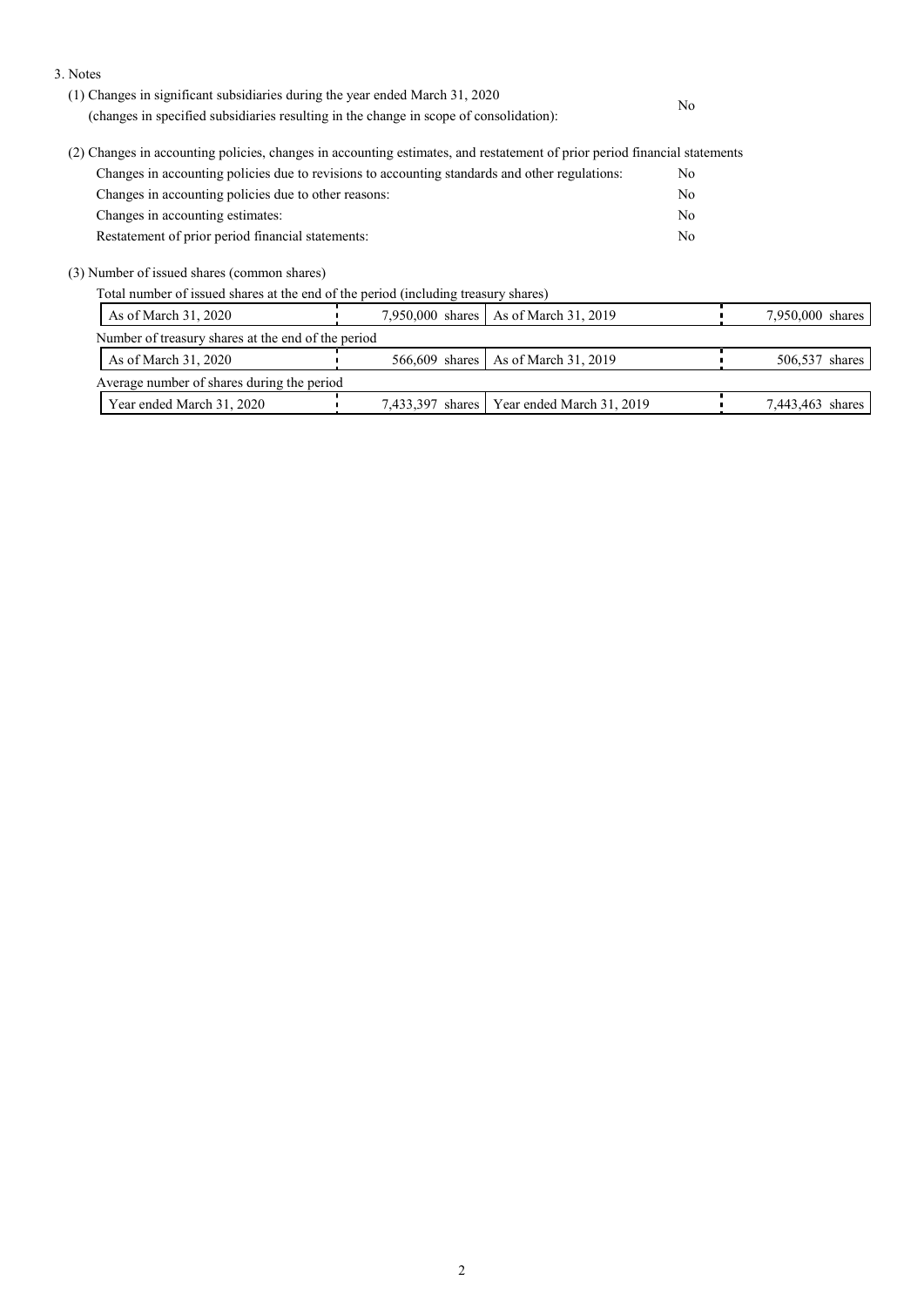3. Notes

(1) Changes in significant subsidiaries during the year ended March 31, 2020
(changes in specified subsidiaries resulting in the change in scope of consolidation): No

(2) Changes in accounting policies, changes in accounting estimates, and restatement of prior period financial statements

| | |
|---|---|
| Changes in accounting policies due to revisions to accounting standards and other regulations: | No |
| Changes in accounting policies due to other reasons: | No |
| Changes in accounting estimates: | No |
| Restatement of prior period financial statements: | No |

(3) Number of issued shares (common shares)

Total number of issued shares at the end of the period (including treasury shares)

| | | | |
|---|---|---|---|
| As of March 31, 2020 | 7,950,000 shares | As of March 31, 2019 | 7,950,000 shares |

Number of treasury shares at the end of the period

| | | | |
|---|---|---|---|
| As of March 31, 2020 | 566,609 shares | As of March 31, 2019 | 506,537 shares |

Average number of shares during the period

| | | | |
|---|---|---|---|
| Year ended March 31, 2020 | 7,433,397 shares | Year ended March 31, 2019 | 7,443,463 shares |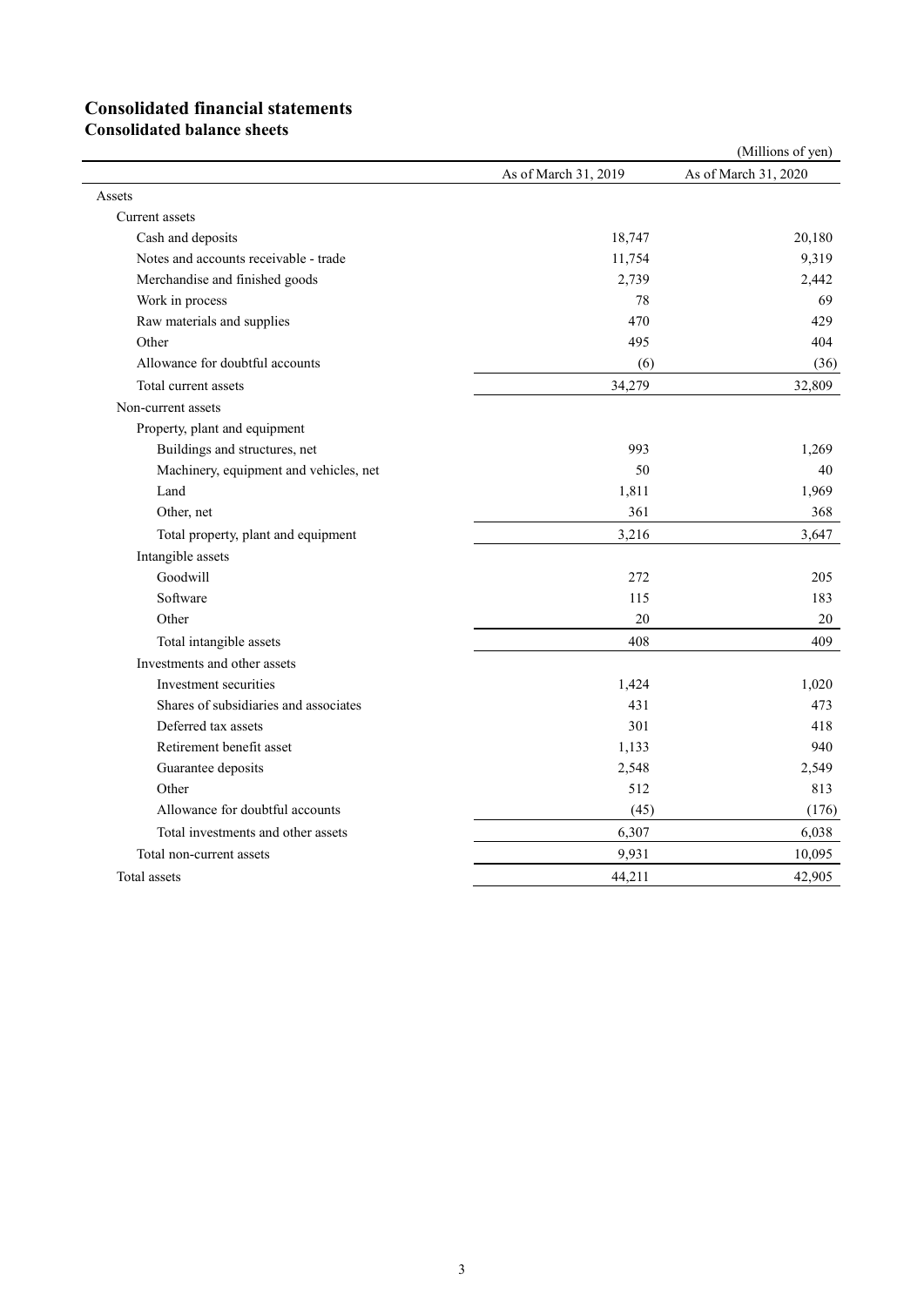# Consolidated financial statements

## Consolidated balance sheets

(Millions of yen)

| | As of March 31, 2019 | As of March 31, 2020 |
|---|---|---|
| Assets | | |
| Current assets | | |
| Cash and deposits | 18,747 | 20,180 |
| Notes and accounts receivable - trade | 11,754 | 9,319 |
| Merchandise and finished goods | 2,739 | 2,442 |
| Work in process | 78 | 69 |
| Raw materials and supplies | 470 | 429 |
| Other | 495 | 404 |
| Allowance for doubtful accounts | (6) | (36) |
| Total current assets | 34,279 | 32,809 |
| Non-current assets | | |
| Property, plant and equipment | | |
| Buildings and structures, net | 993 | 1,269 |
| Machinery, equipment and vehicles, net | 50 | 40 |
| Land | 1,811 | 1,969 |
| Other, net | 361 | 368 |
| Total property, plant and equipment | 3,216 | 3,647 |
| Intangible assets | | |
| Goodwill | 272 | 205 |
| Software | 115 | 183 |
| Other | 20 | 20 |
| Total intangible assets | 408 | 409 |
| Investments and other assets | | |
| Investment securities | 1,424 | 1,020 |
| Shares of subsidiaries and associates | 431 | 473 |
| Deferred tax assets | 301 | 418 |
| Retirement benefit asset | 1,133 | 940 |
| Guarantee deposits | 2,548 | 2,549 |
| Other | 512 | 813 |
| Allowance for doubtful accounts | (45) | (176) |
| Total investments and other assets | 6,307 | 6,038 |
| Total non-current assets | 9,931 | 10,095 |
| Total assets | 44,211 | 42,905 |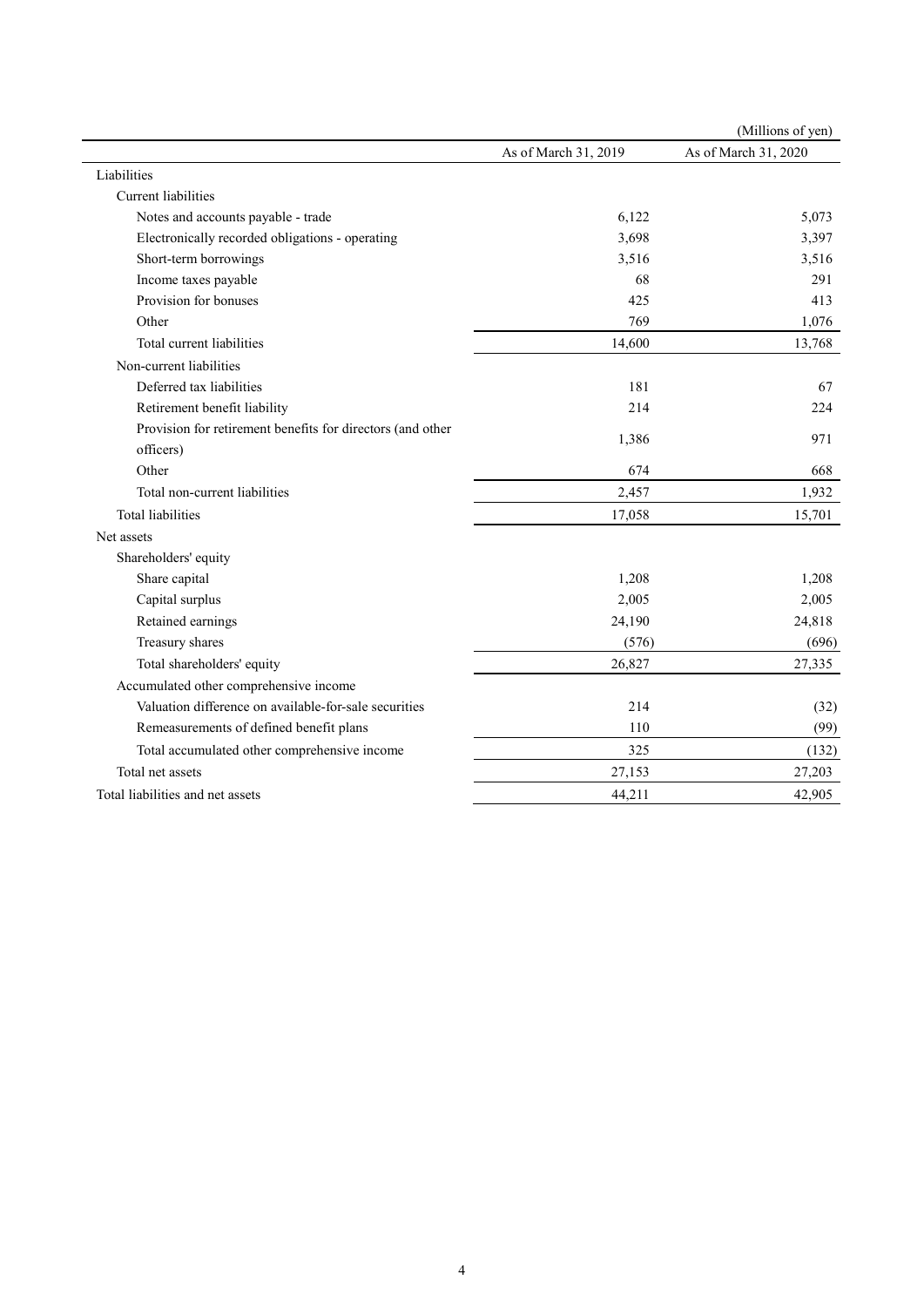(Millions of yen)

| | As of March 31, 2019 | As of March 31, 2020 |
|---|---|---|
| Liabilities | | |
| Current liabilities | | |
| Notes and accounts payable - trade | 6,122 | 5,073 |
| Electronically recorded obligations - operating | 3,698 | 3,397 |
| Short-term borrowings | 3,516 | 3,516 |
| Income taxes payable | 68 | 291 |
| Provision for bonuses | 425 | 413 |
| Other | 769 | 1,076 |
| Total current liabilities | 14,600 | 13,768 |
| Non-current liabilities | | |
| Deferred tax liabilities | 181 | 67 |
| Retirement benefit liability | 214 | 224 |
| Provision for retirement benefits for directors (and other officers) | 1,386 | 971 |
| Other | 674 | 668 |
| Total non-current liabilities | 2,457 | 1,932 |
| Total liabilities | 17,058 | 15,701 |
| Net assets | | |
| Shareholders' equity | | |
| Share capital | 1,208 | 1,208 |
| Capital surplus | 2,005 | 2,005 |
| Retained earnings | 24,190 | 24,818 |
| Treasury shares | (576) | (696) |
| Total shareholders' equity | 26,827 | 27,335 |
| Accumulated other comprehensive income | | |
| Valuation difference on available-for-sale securities | 214 | (32) |
| Remeasurements of defined benefit plans | 110 | (99) |
| Total accumulated other comprehensive income | 325 | (132) |
| Total net assets | 27,153 | 27,203 |
| Total liabilities and net assets | 44,211 | 42,905 |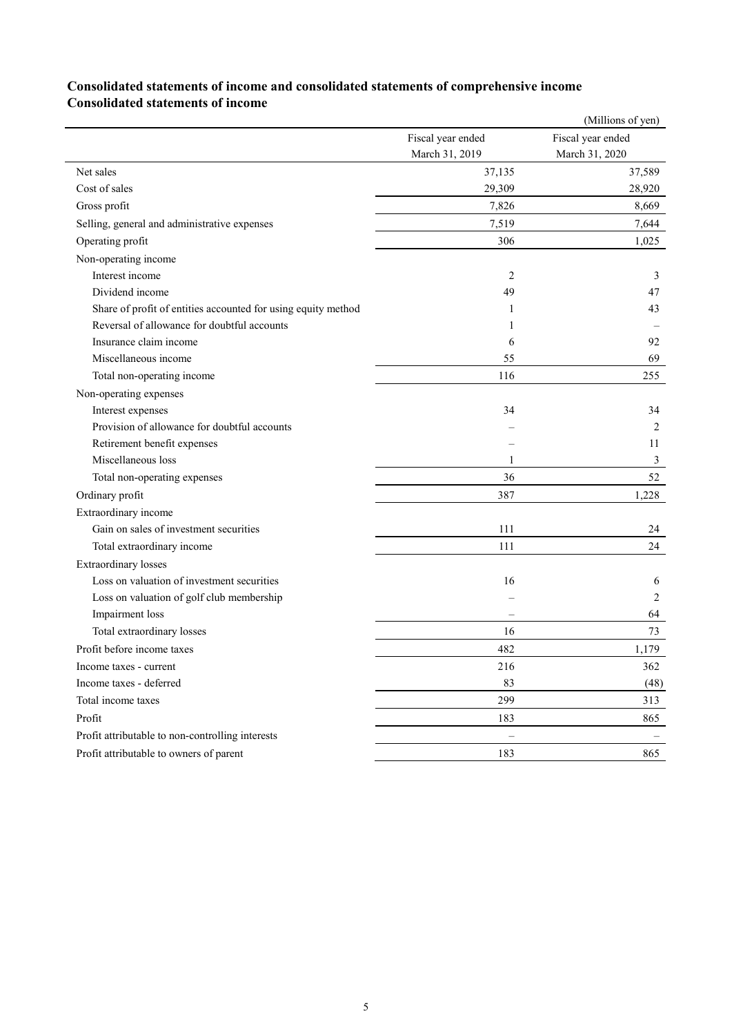## Consolidated statements of income and consolidated statements of comprehensive income

### Consolidated statements of income

(Millions of yen)

| | Fiscal year ended March 31, 2019 | Fiscal year ended March 31, 2020 |
|---|---|---|
| Net sales | 37,135 | 37,589 |
| Cost of sales | 29,309 | 28,920 |
| Gross profit | 7,826 | 8,669 |
| Selling, general and administrative expenses | 7,519 | 7,644 |
| Operating profit | 306 | 1,025 |
| Non-operating income | | |
| Interest income | 2 | 3 |
| Dividend income | 49 | 47 |
| Share of profit of entities accounted for using equity method | 1 | 43 |
| Reversal of allowance for doubtful accounts | 1 | – |
| Insurance claim income | 6 | 92 |
| Miscellaneous income | 55 | 69 |
| Total non-operating income | 116 | 255 |
| Non-operating expenses | | |
| Interest expenses | 34 | 34 |
| Provision of allowance for doubtful accounts | – | 2 |
| Retirement benefit expenses | – | 11 |
| Miscellaneous loss | 1 | 3 |
| Total non-operating expenses | 36 | 52 |
| Ordinary profit | 387 | 1,228 |
| Extraordinary income | | |
| Gain on sales of investment securities | 111 | 24 |
| Total extraordinary income | 111 | 24 |
| Extraordinary losses | | |
| Loss on valuation of investment securities | 16 | 6 |
| Loss on valuation of golf club membership | – | 2 |
| Impairment loss | – | 64 |
| Total extraordinary losses | 16 | 73 |
| Profit before income taxes | 482 | 1,179 |
| Income taxes - current | 216 | 362 |
| Income taxes - deferred | 83 | (48) |
| Total income taxes | 299 | 313 |
| Profit | 183 | 865 |
| Profit attributable to non-controlling interests | – | – |
| Profit attributable to owners of parent | 183 | 865 |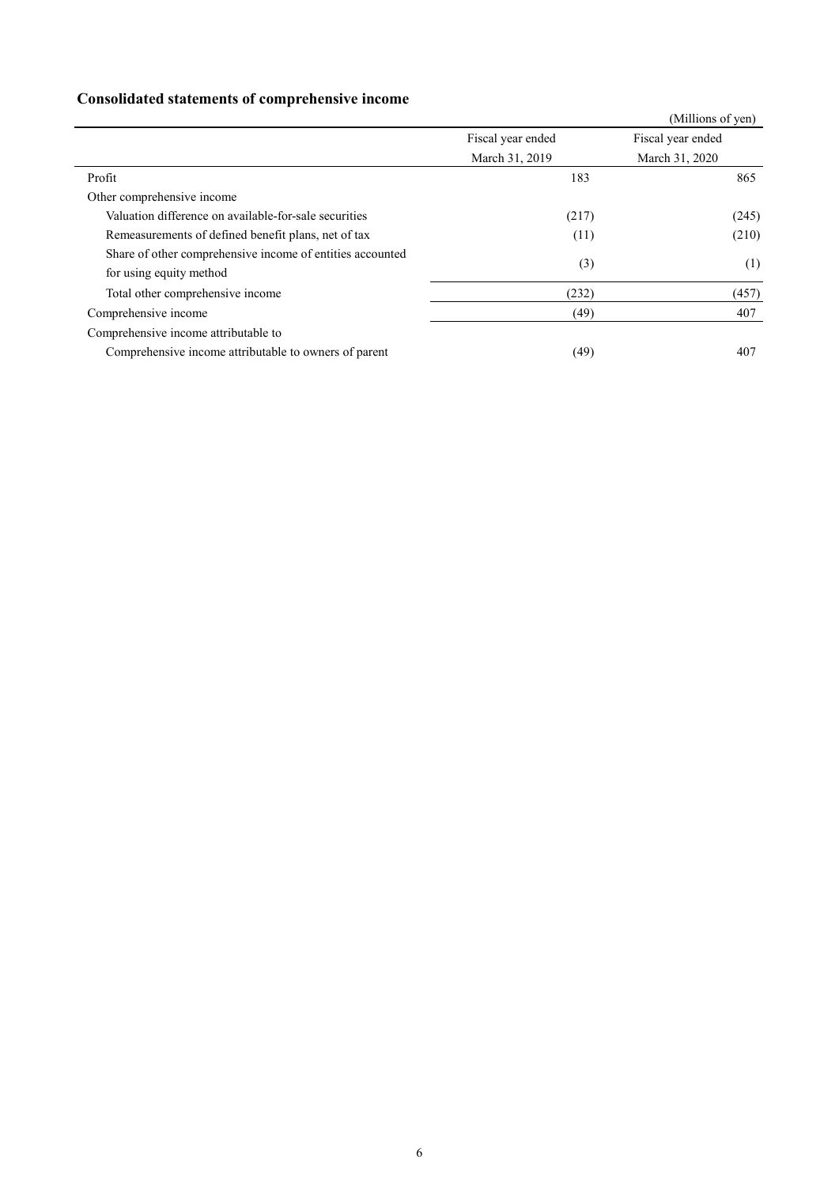## Consolidated statements of comprehensive income

(Millions of yen)

| | Fiscal year ended March 31, 2019 | Fiscal year ended March 31, 2020 |
|---|---|---|
| Profit | 183 | 865 |
| Other comprehensive income | | |
| Valuation difference on available-for-sale securities | (217) | (245) |
| Remeasurements of defined benefit plans, net of tax | (11) | (210) |
| Share of other comprehensive income of entities accounted for using equity method | (3) | (1) |
| Total other comprehensive income | (232) | (457) |
| Comprehensive income | (49) | 407 |
| Comprehensive income attributable to | | |
| Comprehensive income attributable to owners of parent | (49) | 407 |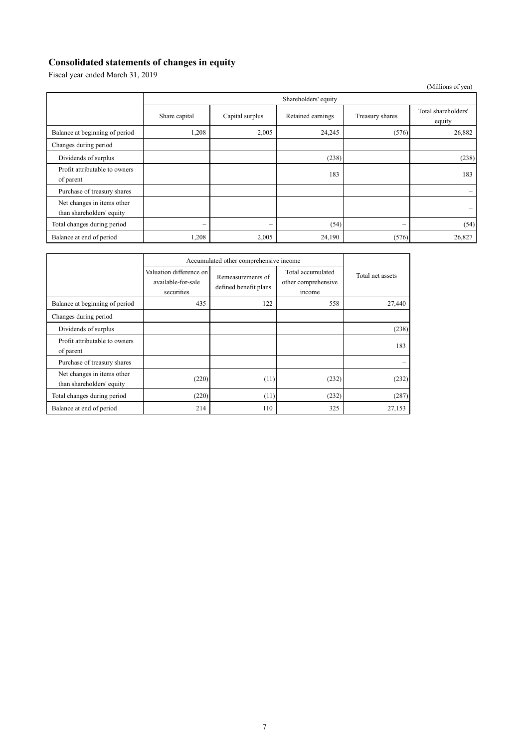## Consolidated statements of changes in equity

Fiscal year ended March 31, 2019

(Millions of yen)

| | Shareholders' equity | | | | |
|---|---|---|---|---|---|
| | Share capital | Capital surplus | Retained earnings | Treasury shares | Total shareholders' equity |
| Balance at beginning of period | 1,208 | 2,005 | 24,245 | (576) | 26,882 |
| Changes during period | | | | | |
| Dividends of surplus | | | (238) | | (238) |
| Profit attributable to owners of parent | | | 183 | | 183 |
| Purchase of treasury shares | | | | | – |
| Net changes in items other than shareholders' equity | | | | | – |
| Total changes during period | – | – | (54) | – | (54) |
| Balance at end of period | 1,208 | 2,005 | 24,190 | (576) | 26,827 |

| | Accumulated other comprehensive income | | | Total net assets |
|---|---|---|---|---|
| | Valuation difference on available-for-sale securities | Remeasurements of defined benefit plans | Total accumulated other comprehensive income | |
| Balance at beginning of period | 435 | 122 | 558 | 27,440 |
| Changes during period | | | | |
| Dividends of surplus | | | | (238) |
| Profit attributable to owners of parent | | | | 183 |
| Purchase of treasury shares | | | | – |
| Net changes in items other than shareholders' equity | (220) | (11) | (232) | (232) |
| Total changes during period | (220) | (11) | (232) | (287) |
| Balance at end of period | 214 | 110 | 325 | 27,153 |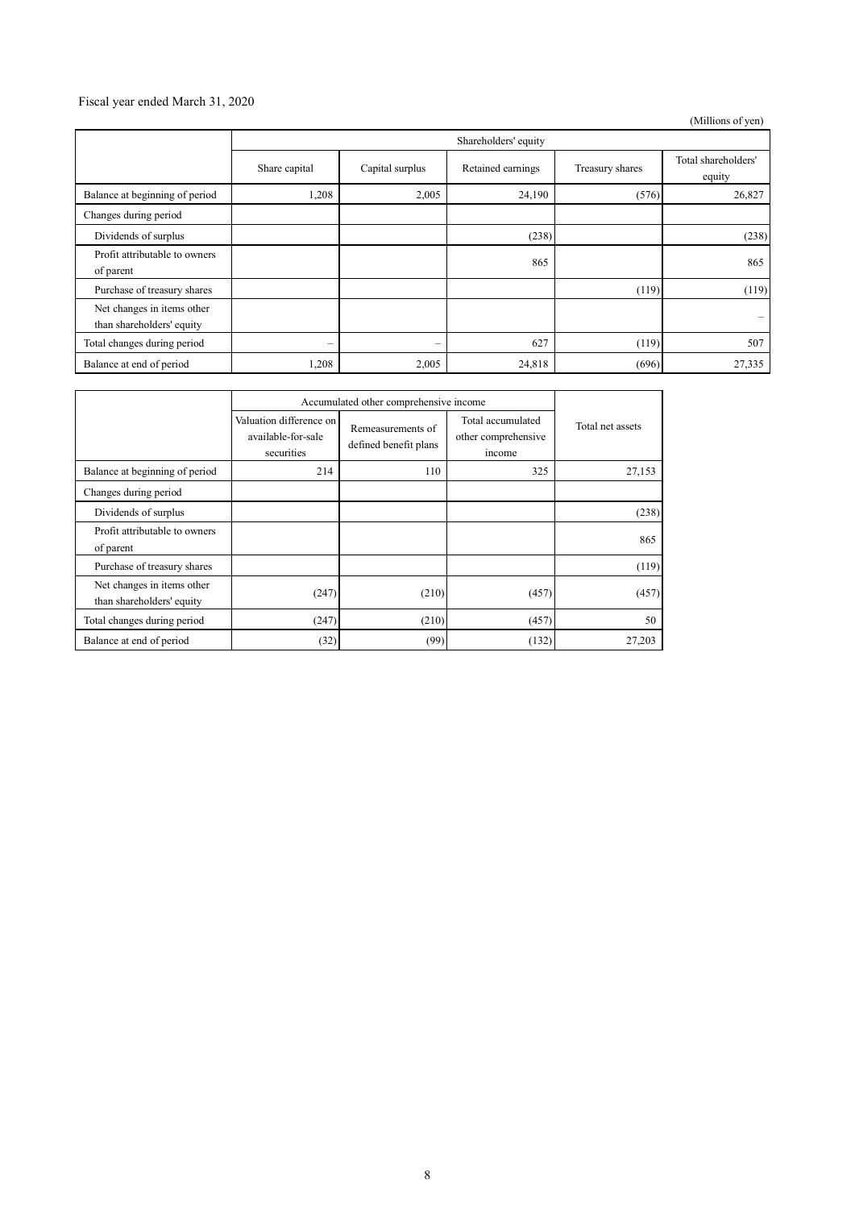Fiscal year ended March 31, 2020

(Millions of yen)

| | Shareholders' equity | | | | |
|---|---|---|---|---|---|
| | Share capital | Capital surplus | Retained earnings | Treasury shares | Total shareholders' equity |
| Balance at beginning of period | 1,208 | 2,005 | 24,190 | (576) | 26,827 |
| Changes during period | | | | | |
| Dividends of surplus | | | (238) | | (238) |
| Profit attributable to owners of parent | | | 865 | | 865 |
| Purchase of treasury shares | | | | (119) | (119) |
| Net changes in items other than shareholders' equity | | | | | – |
| Total changes during period | – | – | 627 | (119) | 507 |
| Balance at end of period | 1,208 | 2,005 | 24,818 | (696) | 27,335 |

| | Accumulated other comprehensive income | | | Total net assets |
|---|---|---|---|---|
| | Valuation difference on available-for-sale securities | Remeasurements of defined benefit plans | Total accumulated other comprehensive income | |
| Balance at beginning of period | 214 | 110 | 325 | 27,153 |
| Changes during period | | | | |
| Dividends of surplus | | | | (238) |
| Profit attributable to owners of parent | | | | 865 |
| Purchase of treasury shares | | | | (119) |
| Net changes in items other than shareholders' equity | (247) | (210) | (457) | (457) |
| Total changes during period | (247) | (210) | (457) | 50 |
| Balance at end of period | (32) | (99) | (132) | 27,203 |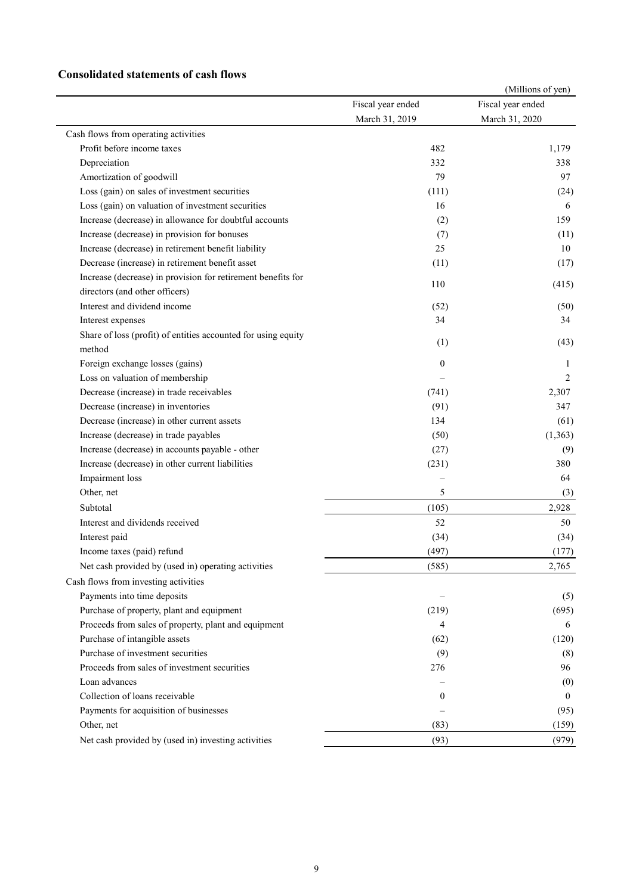## Consolidated statements of cash flows

(Millions of yen)

| | Fiscal year ended March 31, 2019 | Fiscal year ended March 31, 2020 |
|---|---|---|
| Cash flows from operating activities | | |
| Profit before income taxes | 482 | 1,179 |
| Depreciation | 332 | 338 |
| Amortization of goodwill | 79 | 97 |
| Loss (gain) on sales of investment securities | (111) | (24) |
| Loss (gain) on valuation of investment securities | 16 | 6 |
| Increase (decrease) in allowance for doubtful accounts | (2) | 159 |
| Increase (decrease) in provision for bonuses | (7) | (11) |
| Increase (decrease) in retirement benefit liability | 25 | 10 |
| Decrease (increase) in retirement benefit asset | (11) | (17) |
| Increase (decrease) in provision for retirement benefits for directors (and other officers) | 110 | (415) |
| Interest and dividend income | (52) | (50) |
| Interest expenses | 34 | 34 |
| Share of loss (profit) of entities accounted for using equity method | (1) | (43) |
| Foreign exchange losses (gains) | 0 | 1 |
| Loss on valuation of membership | – | 2 |
| Decrease (increase) in trade receivables | (741) | 2,307 |
| Decrease (increase) in inventories | (91) | 347 |
| Decrease (increase) in other current assets | 134 | (61) |
| Increase (decrease) in trade payables | (50) | (1,363) |
| Increase (decrease) in accounts payable - other | (27) | (9) |
| Increase (decrease) in other current liabilities | (231) | 380 |
| Impairment loss | – | 64 |
| Other, net | 5 | (3) |
| Subtotal | (105) | 2,928 |
| Interest and dividends received | 52 | 50 |
| Interest paid | (34) | (34) |
| Income taxes (paid) refund | (497) | (177) |
| Net cash provided by (used in) operating activities | (585) | 2,765 |
| Cash flows from investing activities | | |
| Payments into time deposits | – | (5) |
| Purchase of property, plant and equipment | (219) | (695) |
| Proceeds from sales of property, plant and equipment | 4 | 6 |
| Purchase of intangible assets | (62) | (120) |
| Purchase of investment securities | (9) | (8) |
| Proceeds from sales of investment securities | 276 | 96 |
| Loan advances | – | (0) |
| Collection of loans receivable | 0 | 0 |
| Payments for acquisition of businesses | – | (95) |
| Other, net | (83) | (159) |
| Net cash provided by (used in) investing activities | (93) | (979) |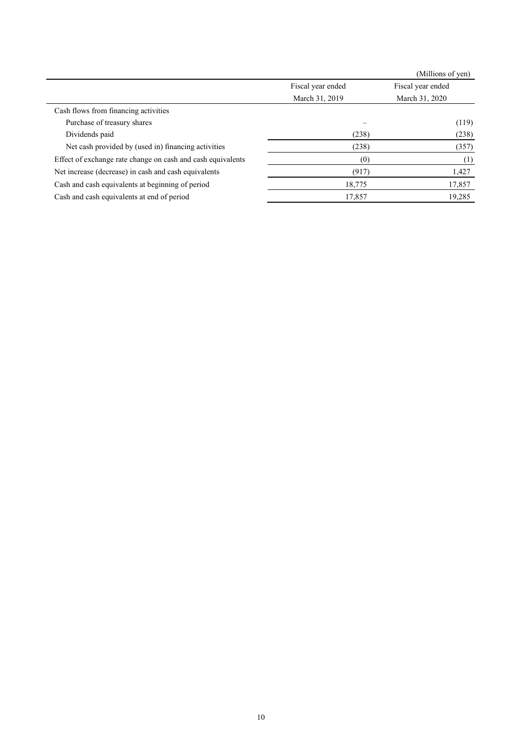(Millions of yen)

| | Fiscal year ended March 31, 2019 | Fiscal year ended March 31, 2020 |
|---|---|---|
| Cash flows from financing activities | | |
| Purchase of treasury shares | – | (119) |
| Dividends paid | (238) | (238) |
| Net cash provided by (used in) financing activities | (238) | (357) |
| Effect of exchange rate change on cash and cash equivalents | (0) | (1) |
| Net increase (decrease) in cash and cash equivalents | (917) | 1,427 |
| Cash and cash equivalents at beginning of period | 18,775 | 17,857 |
| Cash and cash equivalents at end of period | 17,857 | 19,285 |